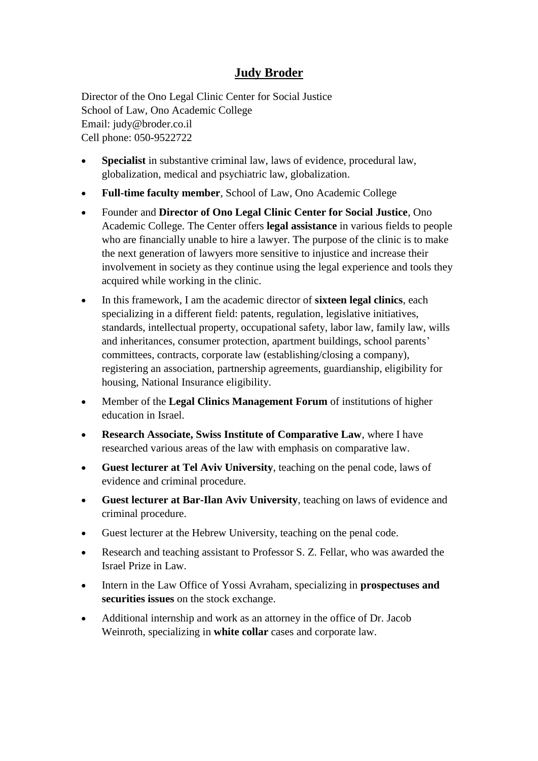# <u>Judy Broder</u>

Director of the Ono Legal Clinic Center for Social Justice
School of Law, Ono Academic College
Email: judy@broder.co.il
Cell phone: 050-9522722

- **Specialist** in substantive criminal law, laws of evidence, procedural law, globalization, medical and psychiatric law, globalization.
- **Full-time faculty member**, School of Law, Ono Academic College
- Founder and **Director of Ono Legal Clinic Center for Social Justice**, Ono Academic College. The Center offers **legal assistance** in various fields to people who are financially unable to hire a lawyer. The purpose of the clinic is to make the next generation of lawyers more sensitive to injustice and increase their involvement in society as they continue using the legal experience and tools they acquired while working in the clinic.
- In this framework, I am the academic director of **sixteen legal clinics**, each specializing in a different field: patents, regulation, legislative initiatives, standards, intellectual property, occupational safety, labor law, family law, wills and inheritances, consumer protection, apartment buildings, school parents' committees, contracts, corporate law (establishing/closing a company), registering an association, partnership agreements, guardianship, eligibility for housing, National Insurance eligibility.
- Member of the **Legal Clinics Management Forum** of institutions of higher education in Israel.
- **Research Associate, Swiss Institute of Comparative Law**, where I have researched various areas of the law with emphasis on comparative law.
- **Guest lecturer at Tel Aviv University**, teaching on the penal code, laws of evidence and criminal procedure.
- **Guest lecturer at Bar-Ilan Aviv University**, teaching on laws of evidence and criminal procedure.
- Guest lecturer at the Hebrew University, teaching on the penal code.
- Research and teaching assistant to Professor S. Z. Fellar, who was awarded the Israel Prize in Law.
- Intern in the Law Office of Yossi Avraham, specializing in **prospectuses and securities issues** on the stock exchange.
- Additional internship and work as an attorney in the office of Dr. Jacob Weinroth, specializing in **white collar** cases and corporate law.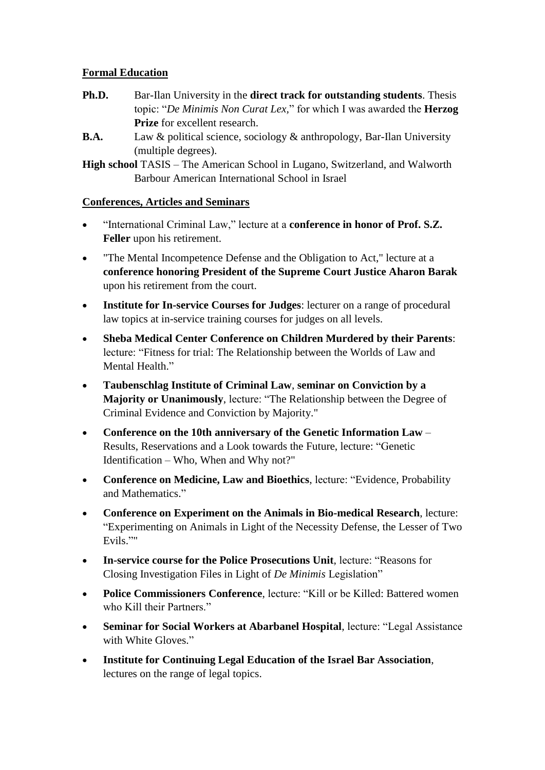**Formal Education**

**Ph.D.** Bar-Ilan University in the **direct track for outstanding students**. Thesis topic: "*De Minimis Non Curat Lex*," for which I was awarded the **Herzog Prize** for excellent research.

**B.A.** Law & political science, sociology & anthropology, Bar-Ilan University (multiple degrees).

**High school** TASIS – The American School in Lugano, Switzerland, and Walworth Barbour American International School in Israel

**Conferences, Articles and Seminars**

- "International Criminal Law," lecture at a **conference in honor of Prof. S.Z. Feller** upon his retirement.
- "The Mental Incompetence Defense and the Obligation to Act," lecture at a **conference honoring President of the Supreme Court Justice Aharon Barak** upon his retirement from the court.
- **Institute for In-service Courses for Judges**: lecturer on a range of procedural law topics at in-service training courses for judges on all levels.
- **Sheba Medical Center Conference on Children Murdered by their Parents**: lecture: "Fitness for trial: The Relationship between the Worlds of Law and Mental Health."
- **Taubenschlag Institute of Criminal Law**, **seminar on Conviction by a Majority or Unanimously**, lecture: "The Relationship between the Degree of Criminal Evidence and Conviction by Majority."
- **Conference on the 10th anniversary of the Genetic Information Law** – Results, Reservations and a Look towards the Future, lecture: "Genetic Identification – Who, When and Why not?"
- **Conference on Medicine, Law and Bioethics**, lecture: "Evidence, Probability and Mathematics."
- **Conference on Experiment on the Animals in Bio-medical Research**, lecture: "Experimenting on Animals in Light of the Necessity Defense, the Lesser of Two Evils.""
- **In-service course for the Police Prosecutions Unit**, lecture: "Reasons for Closing Investigation Files in Light of *De Minimis* Legislation"
- **Police Commissioners Conference**, lecture: "Kill or be Killed: Battered women who Kill their Partners."
- **Seminar for Social Workers at Abarbanel Hospital**, lecture: "Legal Assistance with White Gloves."
- **Institute for Continuing Legal Education of the Israel Bar Association**, lectures on the range of legal topics.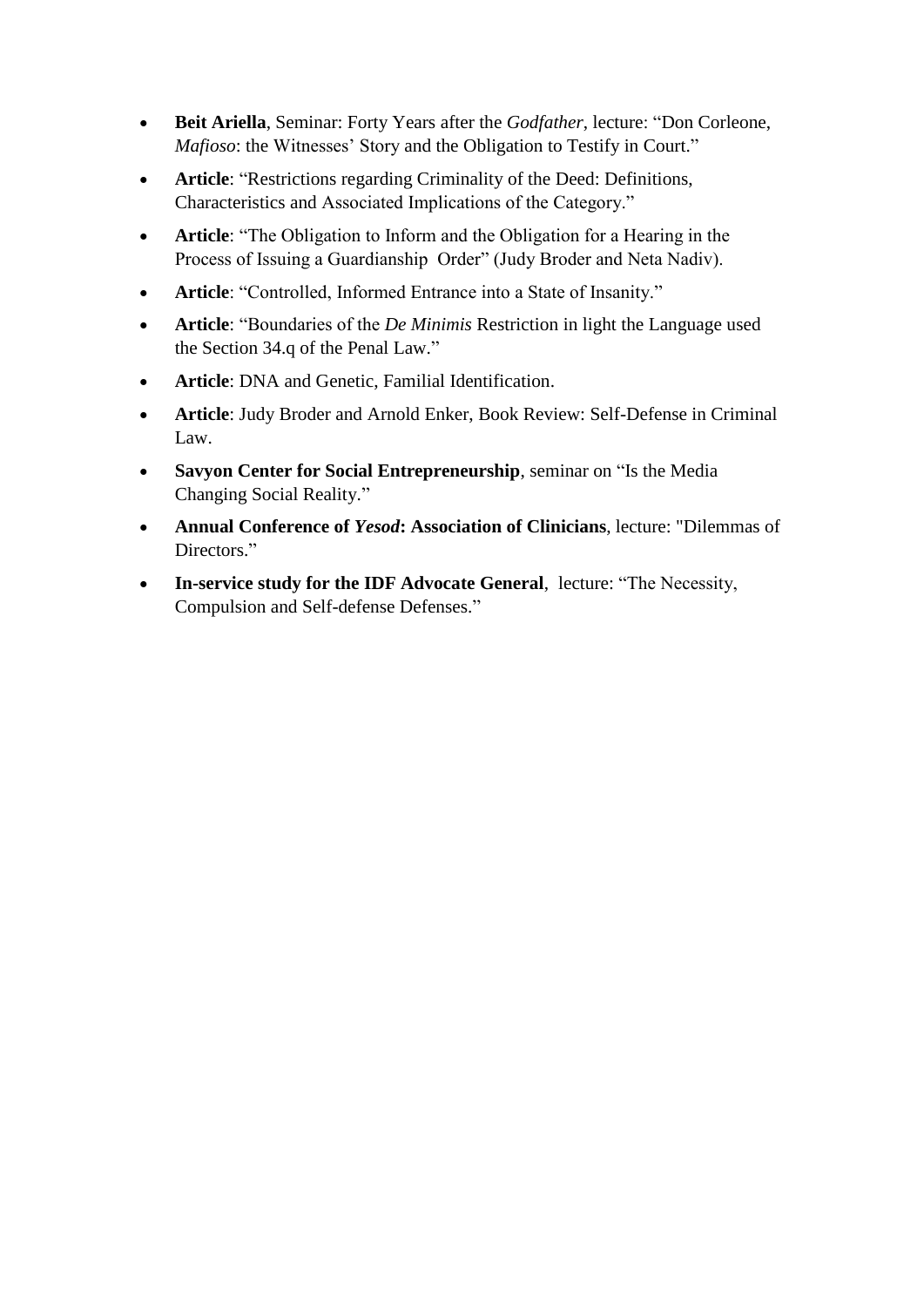- **Beit Ariella**, Seminar: Forty Years after the *Godfather*, lecture: "Don Corleone, *Mafioso*: the Witnesses' Story and the Obligation to Testify in Court."
- **Article**: "Restrictions regarding Criminality of the Deed: Definitions, Characteristics and Associated Implications of the Category."
- **Article**: "The Obligation to Inform and the Obligation for a Hearing in the Process of Issuing a Guardianship Order" (Judy Broder and Neta Nadiv).
- **Article**: "Controlled, Informed Entrance into a State of Insanity."
- **Article**: "Boundaries of the *De Minimis* Restriction in light the Language used the Section 34.q of the Penal Law."
- **Article**: DNA and Genetic, Familial Identification.
- **Article**: Judy Broder and Arnold Enker, Book Review: Self-Defense in Criminal Law.
- **Savyon Center for Social Entrepreneurship**, seminar on "Is the Media Changing Social Reality."
- **Annual Conference of *Yesod*: Association of Clinicians**, lecture: "Dilemmas of Directors."
- **In-service study for the IDF Advocate General**, lecture: "The Necessity, Compulsion and Self-defense Defenses."